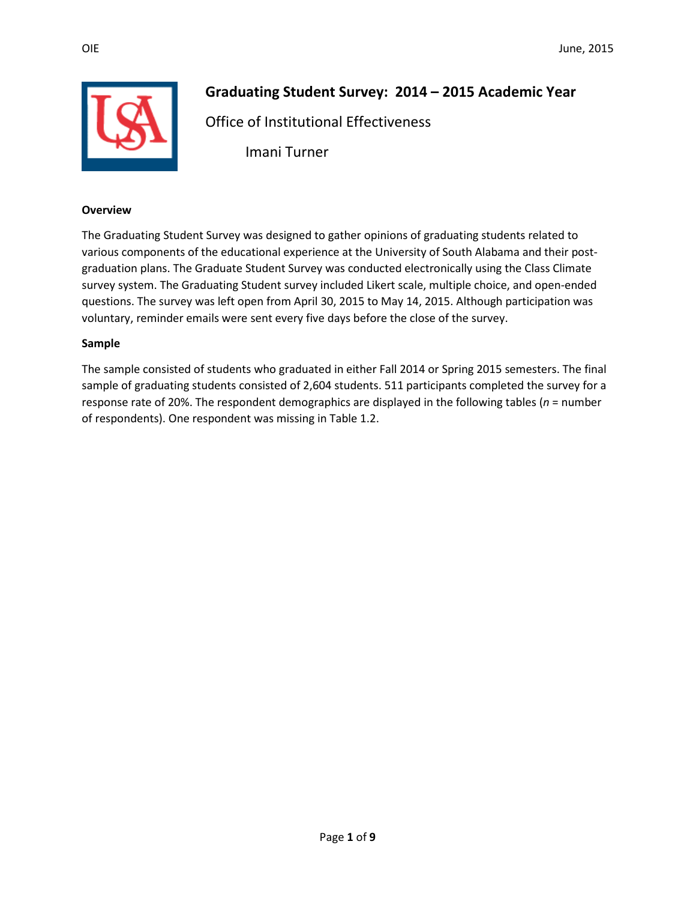# Graduating Student Survey: 2014 – 2015 Academic Year

Office of Institutional Effectiveness

Imani Turner

## Overview

The Graduating Student Survey was designed to gather opinions of graduating students related to various components of the educational experience at the University of South Alabama and their post-graduation plans. The Graduate Student Survey was conducted electronically using the Class Climate survey system. The Graduating Student survey included Likert scale, multiple choice, and open-ended questions. The survey was left open from April 30, 2015 to May 14, 2015. Although participation was voluntary, reminder emails were sent every five days before the close of the survey.

## Sample

The sample consisted of students who graduated in either Fall 2014 or Spring 2015 semesters. The final sample of graduating students consisted of 2,604 students. 511 participants completed the survey for a response rate of 20%. The respondent demographics are displayed in the following tables (*n* = number of respondents). One respondent was missing in Table 1.2.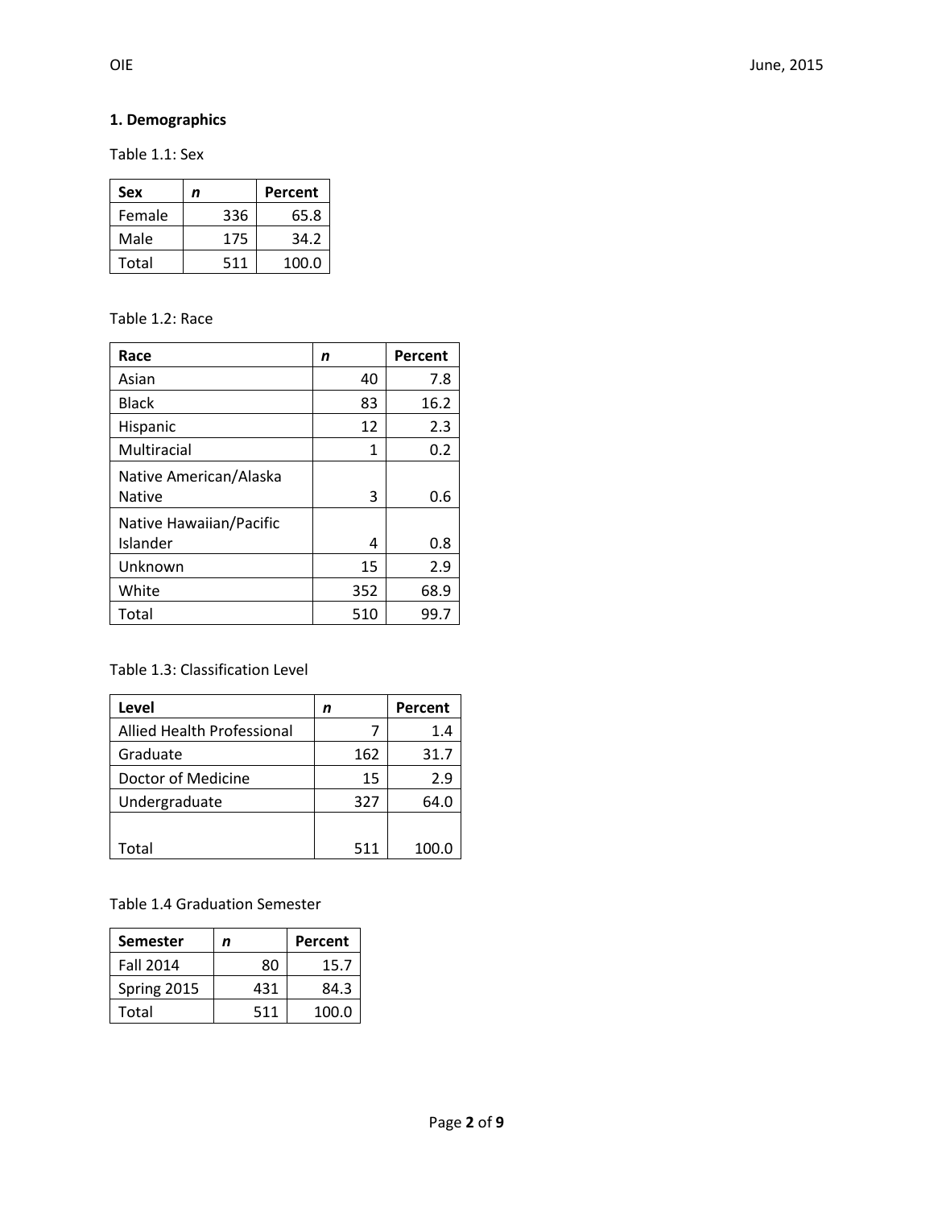## 1. Demographics

Table 1.1: Sex

| Sex | *n* | Percent |
|---|---|---|
| Female | 336 | 65.8 |
| Male | 175 | 34.2 |
| Total | 511 | 100.0 |

Table 1.2: Race

| Race | *n* | Percent |
|---|---|---|
| Asian | 40 | 7.8 |
| Black | 83 | 16.2 |
| Hispanic | 12 | 2.3 |
| Multiracial | 1 | 0.2 |
| Native American/Alaska Native | 3 | 0.6 |
| Native Hawaiian/Pacific Islander | 4 | 0.8 |
| Unknown | 15 | 2.9 |
| White | 352 | 68.9 |
| Total | 510 | 99.7 |

Table 1.3: Classification Level

| Level | *n* | Percent |
|---|---|---|
| Allied Health Professional | 7 | 1.4 |
| Graduate | 162 | 31.7 |
| Doctor of Medicine | 15 | 2.9 |
| Undergraduate | 327 | 64.0 |
| Total | 511 | 100.0 |

Table 1.4 Graduation Semester

| Semester | *n* | Percent |
|---|---|---|
| Fall 2014 | 80 | 15.7 |
| Spring 2015 | 431 | 84.3 |
| Total | 511 | 100.0 |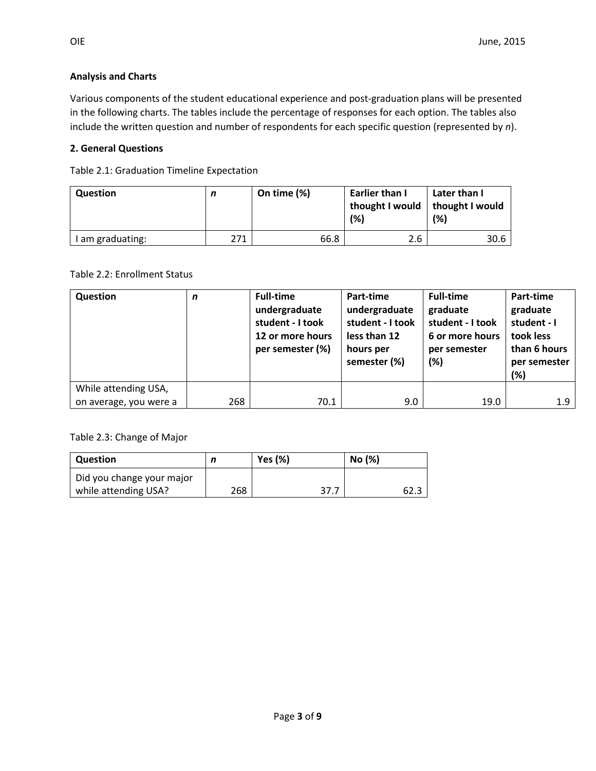**Analysis and Charts**

Various components of the student educational experience and post-graduation plans will be presented in the following charts. The tables include the percentage of responses for each option. The tables also include the written question and number of respondents for each specific question (represented by *n*).

**2. General Questions**

Table 2.1: Graduation Timeline Expectation

| Question | *n* | On time (%) | Earlier than I thought I would (%) | Later than I thought I would (%) |
|---|---|---|---|---|
| I am graduating: | 271 | 66.8 | 2.6 | 30.6 |

Table 2.2: Enrollment Status

| Question | *n* | Full-time undergraduate student - I took 12 or more hours per semester (%) | Part-time undergraduate student - I took less than 12 hours per semester (%) | Full-time graduate student - I took 6 or more hours per semester (%) | Part-time graduate student - I took less than 6 hours per semester (%) |
|---|---|---|---|---|---|
| While attending USA, on average, you were a | 268 | 70.1 | 9.0 | 19.0 | 1.9 |

Table 2.3: Change of Major

| Question | *n* | Yes (%) | No (%) |
|---|---|---|---|
| Did you change your major while attending USA? | 268 | 37.7 | 62.3 |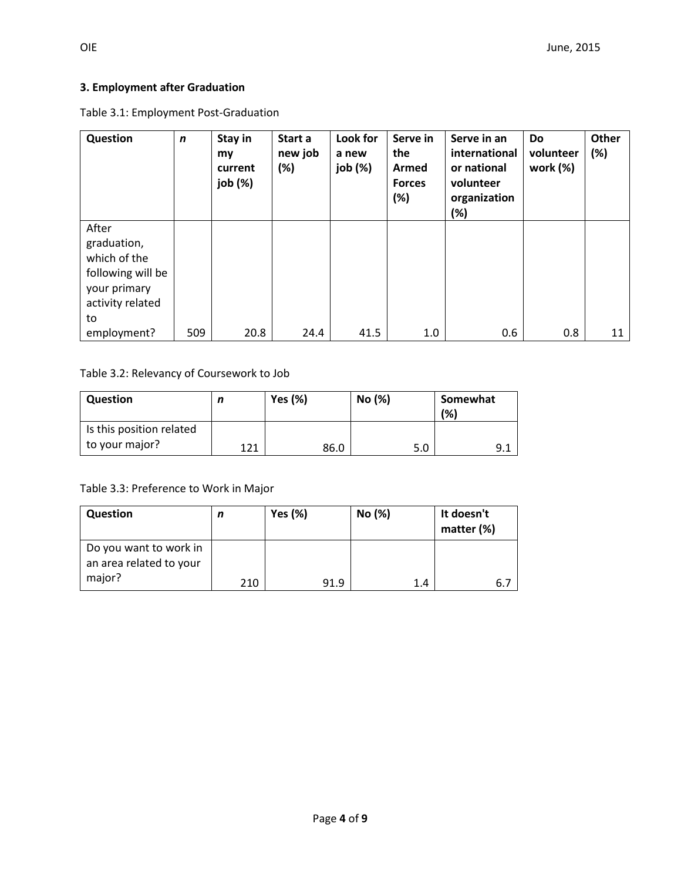## 3. Employment after Graduation

Table 3.1: Employment Post-Graduation

| Question | *n* | Stay in my current job (%) | Start a new job (%) | Look for a new job (%) | Serve in the Armed Forces (%) | Serve in an international or national volunteer organization (%) | Do volunteer work (%) | Other (%) |
|---|---|---|---|---|---|---|---|---|
| After graduation, which of the following will be your primary activity related to employment? | 509 | 20.8 | 24.4 | 41.5 | 1.0 | 0.6 | 0.8 | 11 |

Table 3.2: Relevancy of Coursework to Job

| Question | *n* | Yes (%) | No (%) | Somewhat (%) |
|---|---|---|---|---|
| Is this position related to your major? | 121 | 86.0 | 5.0 | 9.1 |

Table 3.3: Preference to Work in Major

| Question | *n* | Yes (%) | No (%) | It doesn't matter (%) |
|---|---|---|---|---|
| Do you want to work in an area related to your major? | 210 | 91.9 | 1.4 | 6.7 |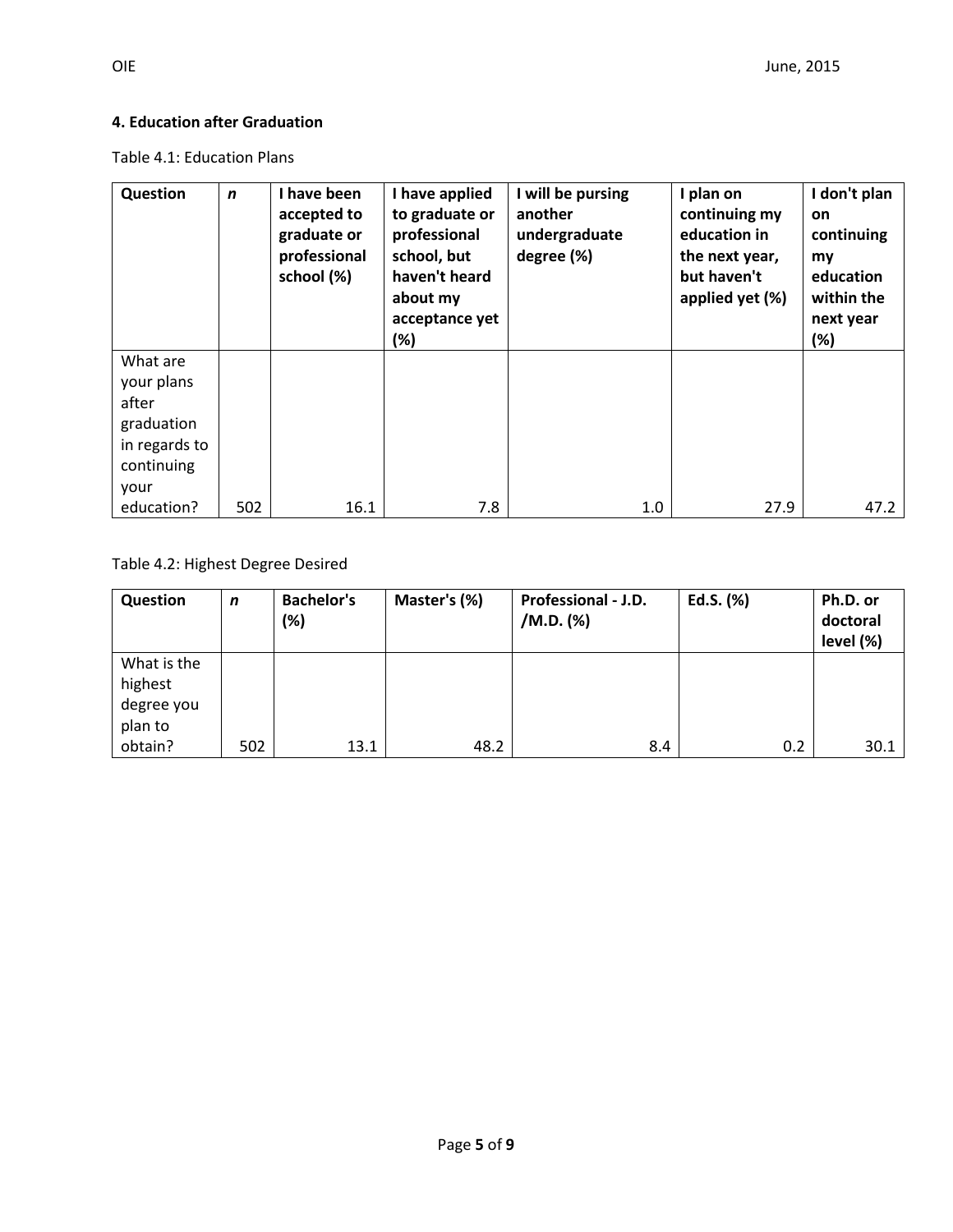## 4. Education after Graduation

Table 4.1: Education Plans

| Question | *n* | I have been accepted to graduate or professional school (%) | I have applied to graduate or professional school, but haven't heard about my acceptance yet (%) | I will be pursing another undergraduate degree (%) | I plan on continuing my education in the next year, but haven't applied yet (%) | I don't plan on continuing my education within the next year (%) |
|---|---|---|---|---|---|---|
| What are your plans after graduation in regards to continuing your education? | 502 | 16.1 | 7.8 | 1.0 | 27.9 | 47.2 |

Table 4.2: Highest Degree Desired

| Question | *n* | Bachelor's (%) | Master's (%) | Professional - J.D. /M.D. (%) | Ed.S. (%) | Ph.D. or doctoral level (%) |
|---|---|---|---|---|---|---|
| What is the highest degree you plan to obtain? | 502 | 13.1 | 48.2 | 8.4 | 0.2 | 30.1 |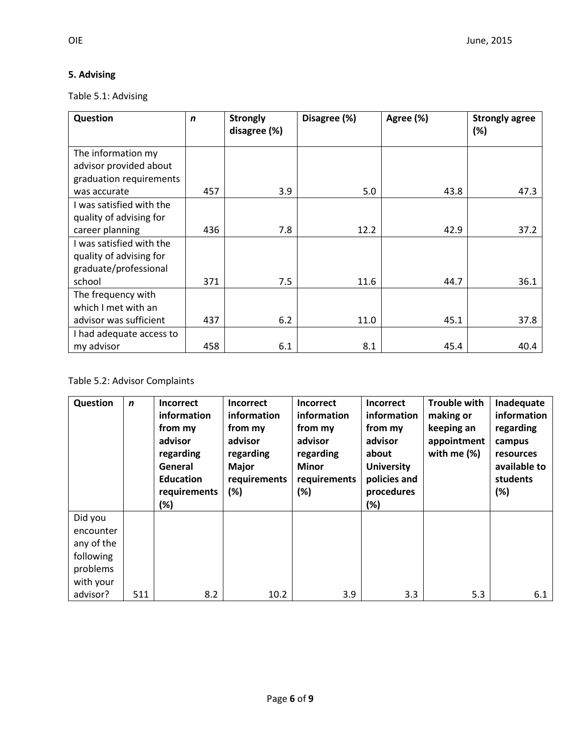## 5. Advising

Table 5.1: Advising

| Question | *n* | Strongly disagree (%) | Disagree (%) | Agree (%) | Strongly agree (%) |
|---|---|---|---|---|---|
| The information my advisor provided about graduation requirements was accurate | 457 | 3.9 | 5.0 | 43.8 | 47.3 |
| I was satisfied with the quality of advising for career planning | 436 | 7.8 | 12.2 | 42.9 | 37.2 |
| I was satisfied with the quality of advising for graduate/professional school | 371 | 7.5 | 11.6 | 44.7 | 36.1 |
| The frequency with which I met with an advisor was sufficient | 437 | 6.2 | 11.0 | 45.1 | 37.8 |
| I had adequate access to my advisor | 458 | 6.1 | 8.1 | 45.4 | 40.4 |

Table 5.2: Advisor Complaints

| Question | *n* | Incorrect information from my advisor regarding General Education requirements (%) | Incorrect information from my advisor regarding Major requirements (%) | Incorrect information from my advisor regarding Minor requirements (%) | Incorrect information from my advisor about University policies and procedures (%) | Trouble with making or keeping an appointment with me (%) | Inadequate information regarding campus resources available to students (%) |
|---|---|---|---|---|---|---|---|
| Did you encounter any of the following problems with your advisor? | 511 | 8.2 | 10.2 | 3.9 | 3.3 | 5.3 | 6.1 |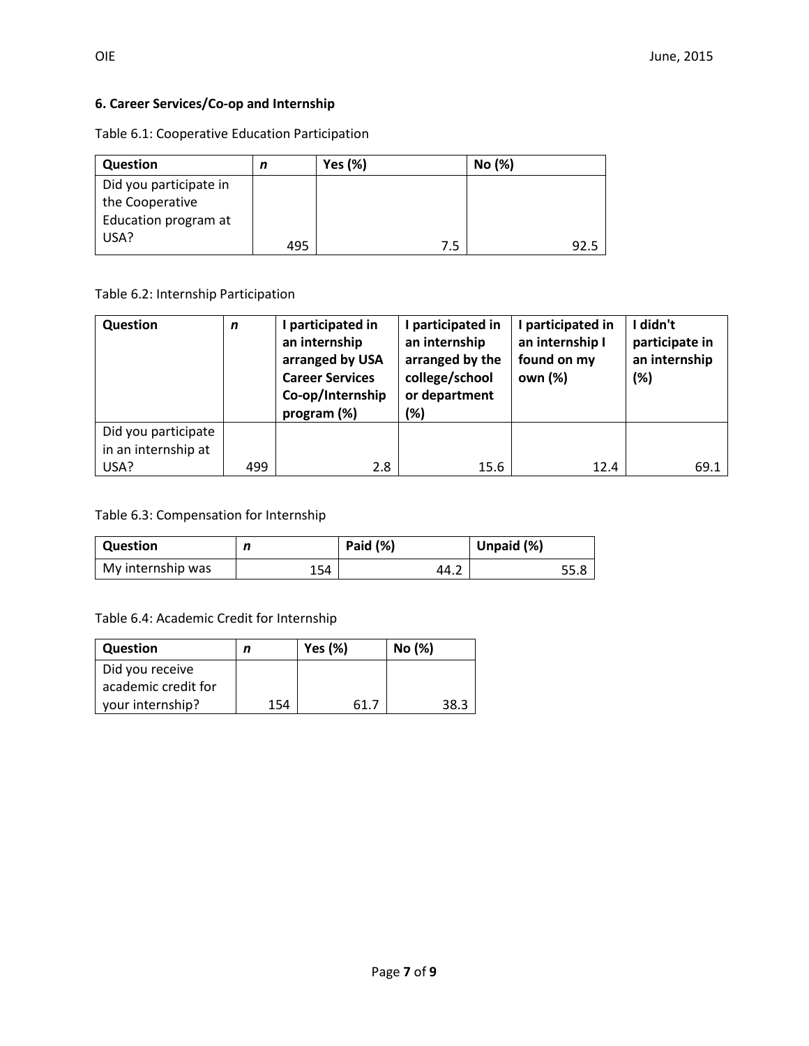### 6. Career Services/Co-op and Internship

Table 6.1: Cooperative Education Participation

| Question | *n* | Yes (%) | No (%) |
|---|---|---|---|
| Did you participate in the Cooperative Education program at USA? | 495 | 7.5 | 92.5 |

Table 6.2: Internship Participation

| Question | *n* | I participated in an internship arranged by USA Career Services Co-op/Internship program (%) | I participated in an internship arranged by the college/school or department (%) | I participated in an internship I found on my own (%) | I didn't participate in an internship (%) |
|---|---|---|---|---|---|
| Did you participate in an internship at USA? | 499 | 2.8 | 15.6 | 12.4 | 69.1 |

Table 6.3: Compensation for Internship

| Question | *n* | Paid (%) | Unpaid (%) |
|---|---|---|---|
| My internship was | 154 | 44.2 | 55.8 |

Table 6.4: Academic Credit for Internship

| Question | *n* | Yes (%) | No (%) |
|---|---|---|---|
| Did you receive academic credit for your internship? | 154 | 61.7 | 38.3 |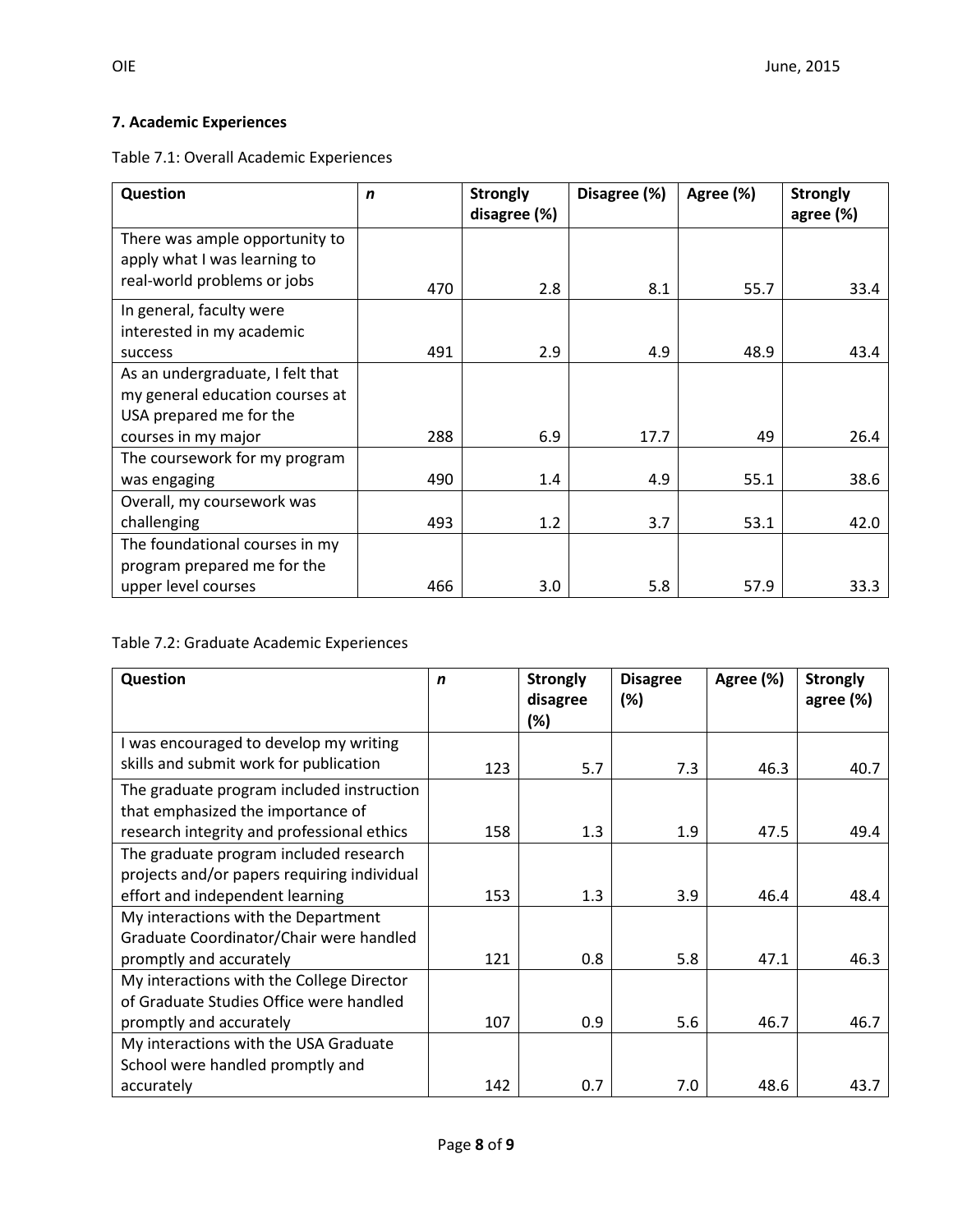### 7. Academic Experiences

Table 7.1: Overall Academic Experiences

| Question | *n* | Strongly disagree (%) | Disagree (%) | Agree (%) | Strongly agree (%) |
|---|---|---|---|---|---|
| There was ample opportunity to apply what I was learning to real-world problems or jobs | 470 | 2.8 | 8.1 | 55.7 | 33.4 |
| In general, faculty were interested in my academic success | 491 | 2.9 | 4.9 | 48.9 | 43.4 |
| As an undergraduate, I felt that my general education courses at USA prepared me for the courses in my major | 288 | 6.9 | 17.7 | 49 | 26.4 |
| The coursework for my program was engaging | 490 | 1.4 | 4.9 | 55.1 | 38.6 |
| Overall, my coursework was challenging | 493 | 1.2 | 3.7 | 53.1 | 42.0 |
| The foundational courses in my program prepared me for the upper level courses | 466 | 3.0 | 5.8 | 57.9 | 33.3 |

Table 7.2: Graduate Academic Experiences

| Question | *n* | Strongly disagree (%) | Disagree (%) | Agree (%) | Strongly agree (%) |
|---|---|---|---|---|---|
| I was encouraged to develop my writing skills and submit work for publication | 123 | 5.7 | 7.3 | 46.3 | 40.7 |
| The graduate program included instruction that emphasized the importance of research integrity and professional ethics | 158 | 1.3 | 1.9 | 47.5 | 49.4 |
| The graduate program included research projects and/or papers requiring individual effort and independent learning | 153 | 1.3 | 3.9 | 46.4 | 48.4 |
| My interactions with the Department Graduate Coordinator/Chair were handled promptly and accurately | 121 | 0.8 | 5.8 | 47.1 | 46.3 |
| My interactions with the College Director of Graduate Studies Office were handled promptly and accurately | 107 | 0.9 | 5.6 | 46.7 | 46.7 |
| My interactions with the USA Graduate School were handled promptly and accurately | 142 | 0.7 | 7.0 | 48.6 | 43.7 |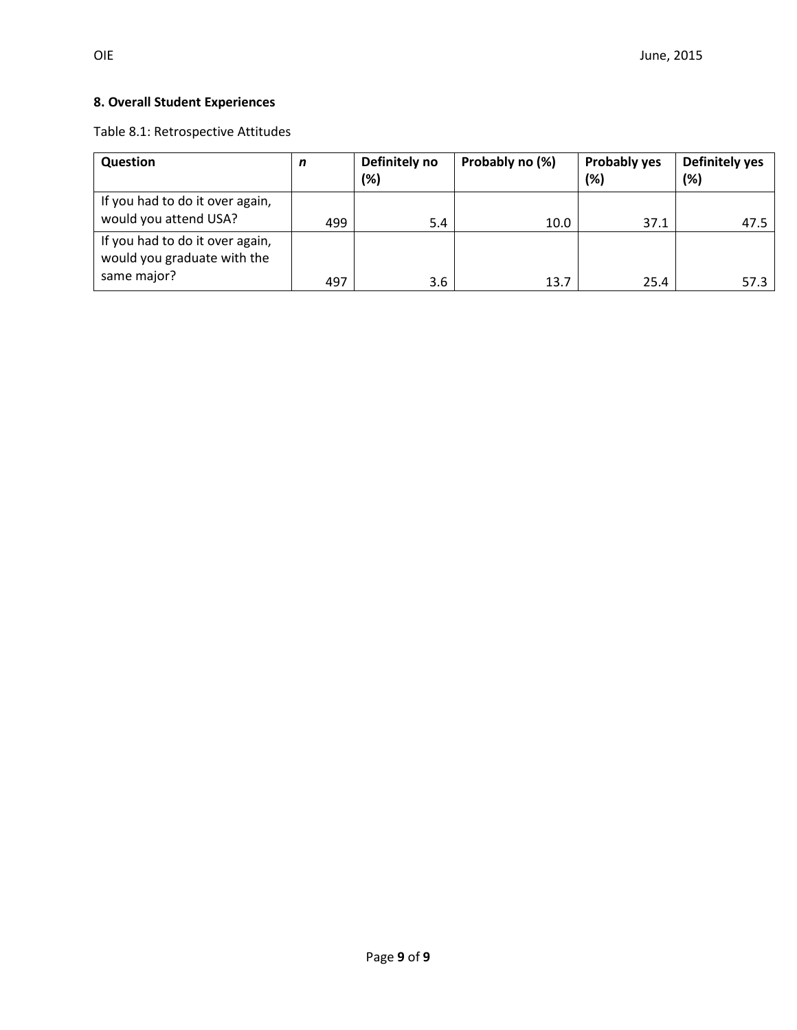**8. Overall Student Experiences**

Table 8.1: Retrospective Attitudes

| Question | *n* | Definitely no (%) | Probably no (%) | Probably yes (%) | Definitely yes (%) |
|---|---|---|---|---|---|
| If you had to do it over again, would you attend USA? | 499 | 5.4 | 10.0 | 37.1 | 47.5 |
| If you had to do it over again, would you graduate with the same major? | 497 | 3.6 | 13.7 | 25.4 | 57.3 |